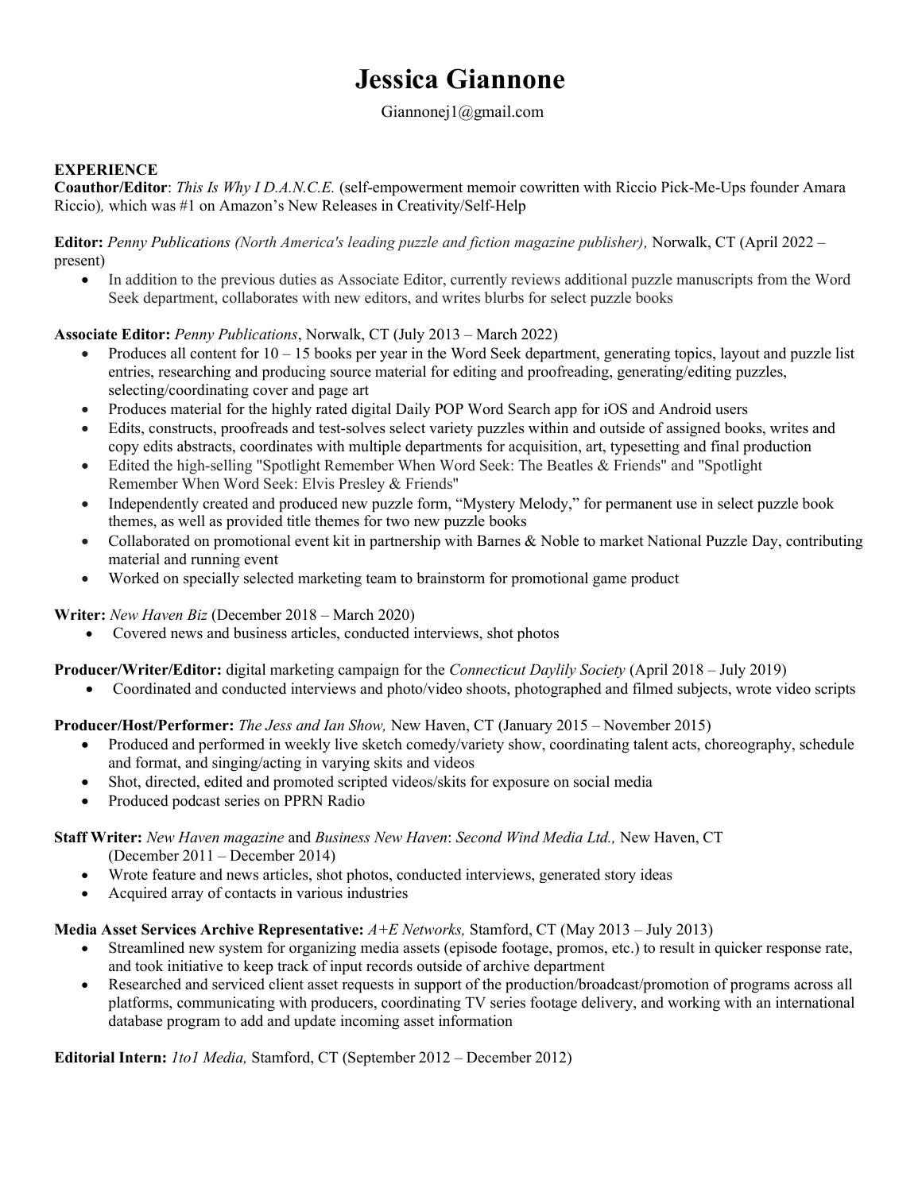# Jessica Giannone

Giannonej1@gmail.com

## EXPERIENCE

**Coauthor/Editor**: *This Is Why I D.A.N.C.E.* (self-empowerment memoir cowritten with Riccio Pick-Me-Ups founder Amara Riccio)*,* which was #1 on Amazon's New Releases in Creativity/Self-Help

**Editor:** *Penny Publications (North America's leading puzzle and fiction magazine publisher),* Norwalk, CT (April 2022 – present)

- In addition to the previous duties as Associate Editor, currently reviews additional puzzle manuscripts from the Word Seek department, collaborates with new editors, and writes blurbs for select puzzle books

**Associate Editor:** *Penny Publications*, Norwalk, CT (July 2013 – March 2022)

- Produces all content for 10 – 15 books per year in the Word Seek department, generating topics, layout and puzzle list entries, researching and producing source material for editing and proofreading, generating/editing puzzles, selecting/coordinating cover and page art
- Produces material for the highly rated digital Daily POP Word Search app for iOS and Android users
- Edits, constructs, proofreads and test-solves select variety puzzles within and outside of assigned books, writes and copy edits abstracts, coordinates with multiple departments for acquisition, art, typesetting and final production
- Edited the high-selling "Spotlight Remember When Word Seek: The Beatles & Friends" and "Spotlight Remember When Word Seek: Elvis Presley & Friends"
- Independently created and produced new puzzle form, "Mystery Melody," for permanent use in select puzzle book themes, as well as provided title themes for two new puzzle books
- Collaborated on promotional event kit in partnership with Barnes & Noble to market National Puzzle Day, contributing material and running event
- Worked on specially selected marketing team to brainstorm for promotional game product

**Writer:** *New Haven Biz* (December 2018 – March 2020)

- Covered news and business articles, conducted interviews, shot photos

**Producer/Writer/Editor:** digital marketing campaign for the *Connecticut Daylily Society* (April 2018 – July 2019)

- Coordinated and conducted interviews and photo/video shoots, photographed and filmed subjects, wrote video scripts

**Producer/Host/Performer:** *The Jess and Ian Show,* New Haven, CT (January 2015 – November 2015)

- Produced and performed in weekly live sketch comedy/variety show, coordinating talent acts, choreography, schedule and format, and singing/acting in varying skits and videos
- Shot, directed, edited and promoted scripted videos/skits for exposure on social media
- Produced podcast series on PPRN Radio

**Staff Writer:** *New Haven magazine* and *Business New Haven*: *Second Wind Media Ltd.,* New Haven, CT (December 2011 – December 2014)

- Wrote feature and news articles, shot photos, conducted interviews, generated story ideas
- Acquired array of contacts in various industries

**Media Asset Services Archive Representative:** *A+E Networks,* Stamford, CT (May 2013 – July 2013)

- Streamlined new system for organizing media assets (episode footage, promos, etc.) to result in quicker response rate, and took initiative to keep track of input records outside of archive department
- Researched and serviced client asset requests in support of the production/broadcast/promotion of programs across all platforms, communicating with producers, coordinating TV series footage delivery, and working with an international database program to add and update incoming asset information

**Editorial Intern:** *1to1 Media,* Stamford, CT (September 2012 – December 2012)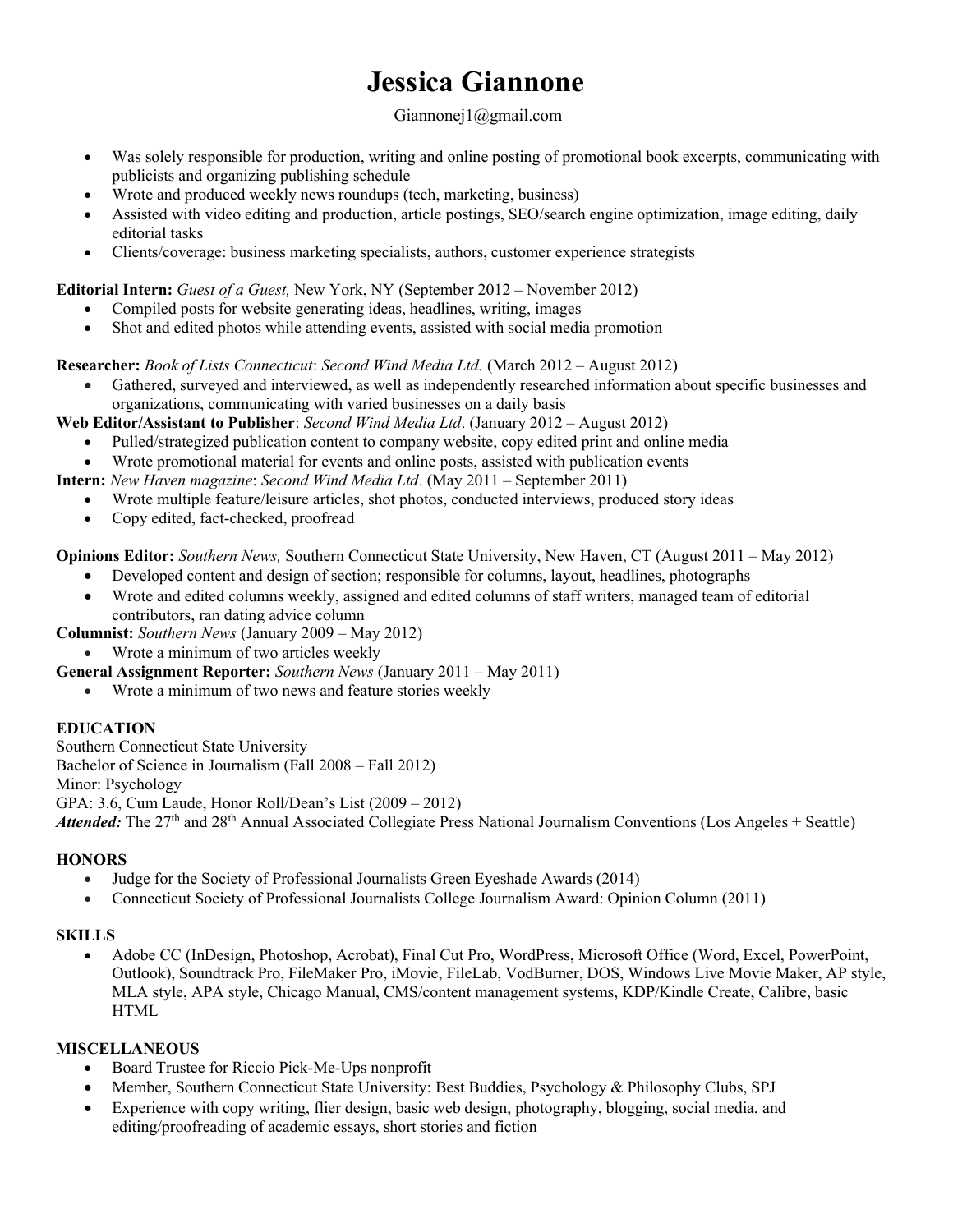# Jessica Giannone

Giannonej1@gmail.com

- Was solely responsible for production, writing and online posting of promotional book excerpts, communicating with publicists and organizing publishing schedule
- Wrote and produced weekly news roundups (tech, marketing, business)
- Assisted with video editing and production, article postings, SEO/search engine optimization, image editing, daily editorial tasks
- Clients/coverage: business marketing specialists, authors, customer experience strategists

**Editorial Intern:** *Guest of a Guest,* New York, NY (September 2012 – November 2012)

- Compiled posts for website generating ideas, headlines, writing, images
- Shot and edited photos while attending events, assisted with social media promotion

**Researcher:** *Book of Lists Connecticut*: *Second Wind Media Ltd.* (March 2012 – August 2012)

- Gathered, surveyed and interviewed, as well as independently researched information about specific businesses and organizations, communicating with varied businesses on a daily basis

**Web Editor/Assistant to Publisher**: *Second Wind Media Ltd*. (January 2012 – August 2012)

- Pulled/strategized publication content to company website, copy edited print and online media
- Wrote promotional material for events and online posts, assisted with publication events

**Intern:** *New Haven magazine*: *Second Wind Media Ltd*. (May 2011 – September 2011)

- Wrote multiple feature/leisure articles, shot photos, conducted interviews, produced story ideas
- Copy edited, fact-checked, proofread

**Opinions Editor:** *Southern News,* Southern Connecticut State University, New Haven, CT (August 2011 – May 2012)

- Developed content and design of section; responsible for columns, layout, headlines, photographs
- Wrote and edited columns weekly, assigned and edited columns of staff writers, managed team of editorial contributors, ran dating advice column

**Columnist:** *Southern News* (January 2009 – May 2012)

- Wrote a minimum of two articles weekly

**General Assignment Reporter:** *Southern News* (January 2011 – May 2011)

- Wrote a minimum of two news and feature stories weekly

## EDUCATION

Southern Connecticut State University
Bachelor of Science in Journalism (Fall 2008 – Fall 2012)
Minor: Psychology
GPA: 3.6, Cum Laude, Honor Roll/Dean's List (2009 – 2012)
***Attended:*** The 27th and 28th Annual Associated Collegiate Press National Journalism Conventions (Los Angeles + Seattle)

## HONORS

- Judge for the Society of Professional Journalists Green Eyeshade Awards (2014)
- Connecticut Society of Professional Journalists College Journalism Award: Opinion Column (2011)

## SKILLS

- Adobe CC (InDesign, Photoshop, Acrobat), Final Cut Pro, WordPress, Microsoft Office (Word, Excel, PowerPoint, Outlook), Soundtrack Pro, FileMaker Pro, iMovie, FileLab, VodBurner, DOS, Windows Live Movie Maker, AP style, MLA style, APA style, Chicago Manual, CMS/content management systems, KDP/Kindle Create, Calibre, basic HTML

## MISCELLANEOUS

- Board Trustee for Riccio Pick-Me-Ups nonprofit
- Member, Southern Connecticut State University: Best Buddies, Psychology & Philosophy Clubs, SPJ
- Experience with copy writing, flier design, basic web design, photography, blogging, social media, and editing/proofreading of academic essays, short stories and fiction